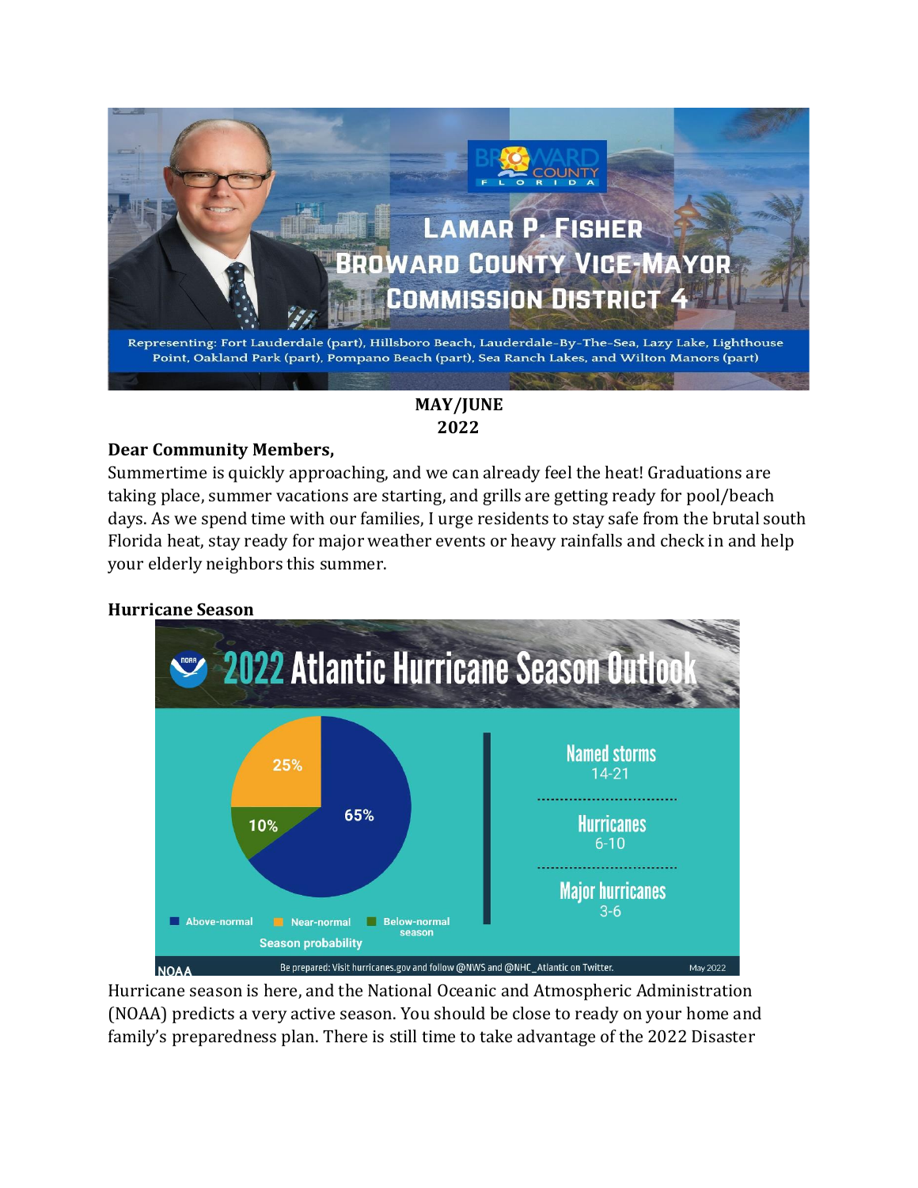LAMAR P. FISHER
BROWARD COUNTY VICE-MAYOR
COMMISSION DISTRICT 4

Representing: Fort Lauderdale (part), Hillsboro Beach, Lauderdale-By-The-Sea, Lazy Lake, Lighthouse Point, Oakland Park (part), Pompano Beach (part), Sea Ranch Lakes, and Wilton Manors (part)

**MAY/JUNE**
**2022**

**Dear Community Members,**

Summertime is quickly approaching, and we can already feel the heat! Graduations are taking place, summer vacations are starting, and grills are getting ready for pool/beach days. As we spend time with our families, I urge residents to stay safe from the brutal south Florida heat, stay ready for major weather events or heavy rainfalls and check in and help your elderly neighbors this summer.

**Hurricane Season**

2022 Atlantic Hurricane Season Outlook

Season probability: Above-normal 65%, Near-normal 25%, Below-normal season 10%

Named storms 14-21

Hurricanes 6-10

Major hurricanes 3-6

NOAA — Be prepared: Visit hurricanes.gov and follow @NWS and @NHC_Atlantic on Twitter. May 2022

Hurricane season is here, and the National Oceanic and Atmospheric Administration (NOAA) predicts a very active season. You should be close to ready on your home and family's preparedness plan. There is still time to take advantage of the 2022 Disaster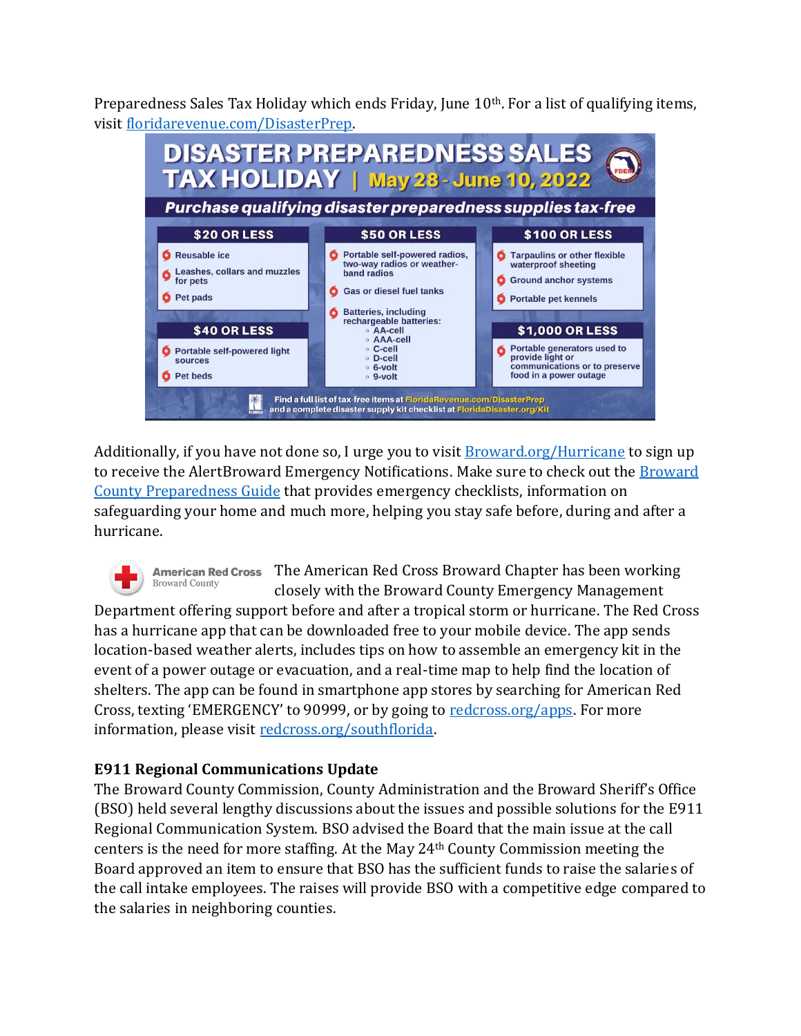Preparedness Sales Tax Holiday which ends Friday, June 10th. For a list of qualifying items, visit [floridarevenue.com/DisasterPrep](floridarevenue.com/DisasterPrep).

# DISASTER PREPAREDNESS SALES TAX HOLIDAY | May 28 - June 10, 2022

***Purchase qualifying disaster preparedness supplies tax-free***

**$20 OR LESS**
- Reusable ice
- Leashes, collars and muzzles for pets
- Pet pads

**$40 OR LESS**
- Portable self-powered light sources
- Pet beds

**$50 OR LESS**
- Portable self-powered radios, two-way radios or weather-band radios
- Gas or diesel fuel tanks
- Batteries, including rechargeable batteries:
  - AA-cell
  - AAA-cell
  - C-cell
  - D-cell
  - 6-volt
  - 9-volt

**$100 OR LESS**
- Tarpaulins or other flexible waterproof sheeting
- Ground anchor systems
- Portable pet kennels

**$1,000 OR LESS**
- Portable generators used to provide light or communications or to preserve food in a power outage

Find a full list of tax-free items at FloridaRevenue.com/DisasterPrep and a complete disaster supply kit checklist at FloridaDisaster.org/Kit

Additionally, if you have not done so, I urge you to visit [Broward.org/Hurricane](Broward.org/Hurricane) to sign up to receive the AlertBroward Emergency Notifications. Make sure to check out the Broward County Preparedness Guide that provides emergency checklists, information on safeguarding your home and much more, helping you stay safe before, during and after a hurricane.

American Red Cross Broward County

The American Red Cross Broward Chapter has been working closely with the Broward County Emergency Management Department offering support before and after a tropical storm or hurricane. The Red Cross has a hurricane app that can be downloaded free to your mobile device. The app sends location-based weather alerts, includes tips on how to assemble an emergency kit in the event of a power outage or evacuation, and a real-time map to help find the location of shelters. The app can be found in smartphone app stores by searching for American Red Cross, texting 'EMERGENCY' to 90999, or by going to [redcross.org/apps](redcross.org/apps). For more information, please visit [redcross.org/southflorida](redcross.org/southflorida).

**E911 Regional Communications Update**

The Broward County Commission, County Administration and the Broward Sheriff's Office (BSO) held several lengthy discussions about the issues and possible solutions for the E911 Regional Communication System. BSO advised the Board that the main issue at the call centers is the need for more staffing. At the May 24th County Commission meeting the Board approved an item to ensure that BSO has the sufficient funds to raise the salaries of the call intake employees. The raises will provide BSO with a competitive edge compared to the salaries in neighboring counties.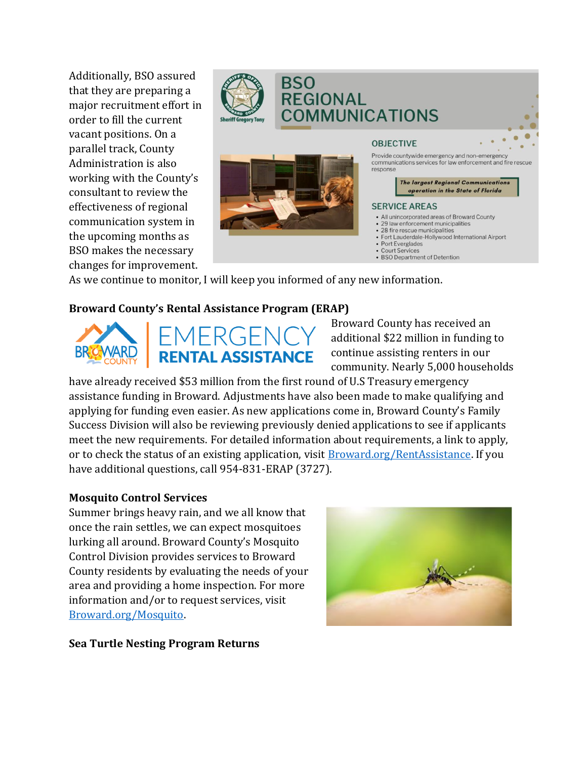Additionally, BSO assured that they are preparing a major recruitment effort in order to fill the current vacant positions. On a parallel track, County Administration is also working with the County's consultant to review the effectiveness of regional communication system in the upcoming months as BSO makes the necessary changes for improvement. As we continue to monitor, I will keep you informed of any new information.

**Broward County's Rental Assistance Program (ERAP)**

Broward County has received an additional $22 million in funding to continue assisting renters in our community. Nearly 5,000 households have already received $53 million from the first round of U.S Treasury emergency assistance funding in Broward. Adjustments have also been made to make qualifying and applying for funding even easier. As new applications come in, Broward County's Family Success Division will also be reviewing previously denied applications to see if applicants meet the new requirements. For detailed information about requirements, a link to apply, or to check the status of an existing application, visit [Broward.org/RentAssistance](Broward.org/RentAssistance). If you have additional questions, call 954-831-ERAP (3727).

**Mosquito Control Services**

Summer brings heavy rain, and we all know that once the rain settles, we can expect mosquitoes lurking all around. Broward County's Mosquito Control Division provides services to Broward County residents by evaluating the needs of your area and providing a home inspection. For more information and/or to request services, visit [Broward.org/Mosquito](Broward.org/Mosquito).

**Sea Turtle Nesting Program Returns**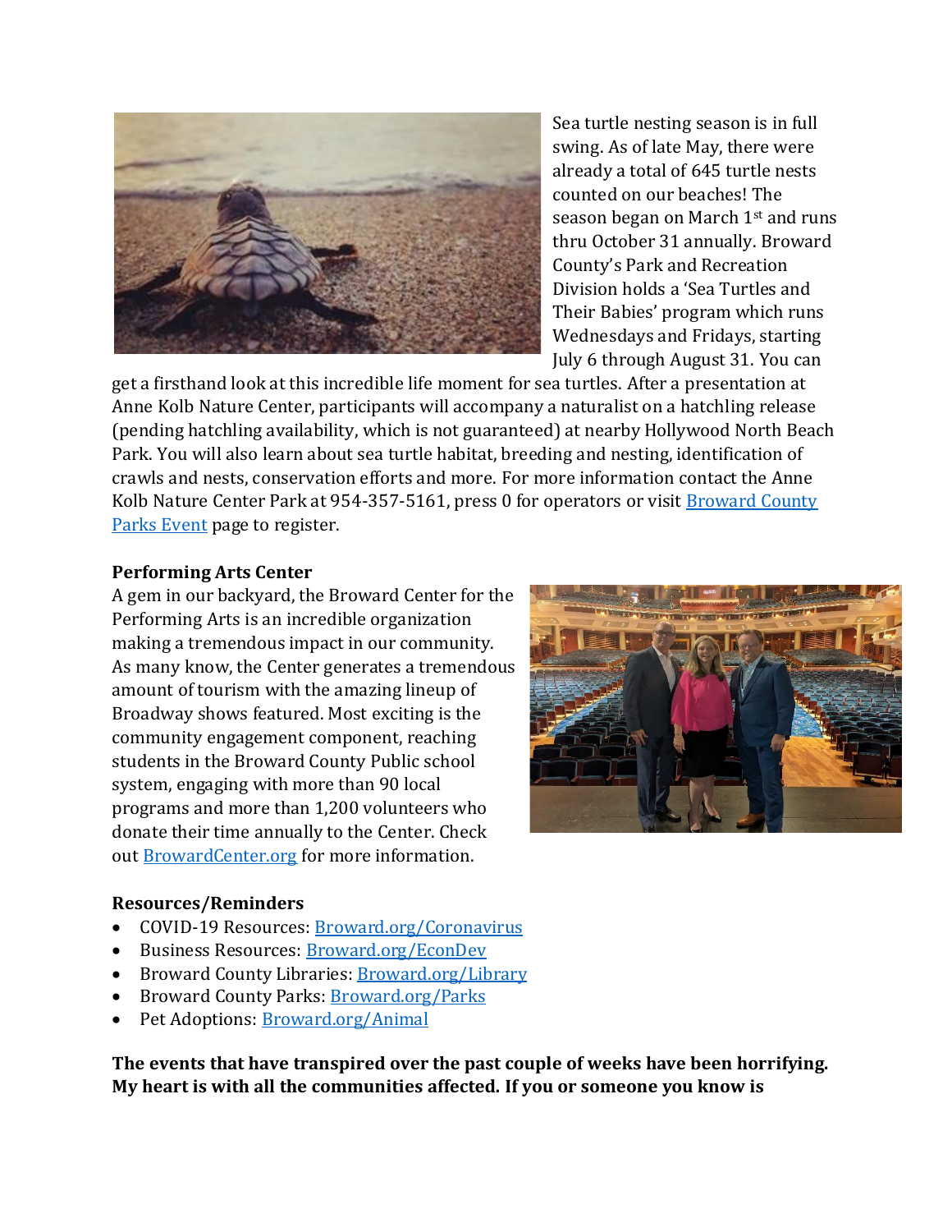Sea turtle nesting season is in full swing. As of late May, there were already a total of 645 turtle nests counted on our beaches! The season began on March 1st and runs thru October 31 annually. Broward County's Park and Recreation Division holds a 'Sea Turtles and Their Babies' program which runs Wednesdays and Fridays, starting July 6 through August 31. You can get a firsthand look at this incredible life moment for sea turtles. After a presentation at Anne Kolb Nature Center, participants will accompany a naturalist on a hatchling release (pending hatchling availability, which is not guaranteed) at nearby Hollywood North Beach Park. You will also learn about sea turtle habitat, breeding and nesting, identification of crawls and nests, conservation efforts and more. For more information contact the Anne Kolb Nature Center Park at 954-357-5161, press 0 for operators or visit Broward County Parks Event page to register.

**Performing Arts Center**

A gem in our backyard, the Broward Center for the Performing Arts is an incredible organization making a tremendous impact in our community. As many know, the Center generates a tremendous amount of tourism with the amazing lineup of Broadway shows featured. Most exciting is the community engagement component, reaching students in the Broward County Public school system, engaging with more than 90 local programs and more than 1,200 volunteers who donate their time annually to the Center. Check out BrowardCenter.org for more information.

**Resources/Reminders**

- COVID-19 Resources: Broward.org/Coronavirus
- Business Resources: Broward.org/EconDev
- Broward County Libraries: Broward.org/Library
- Broward County Parks: Broward.org/Parks
- Pet Adoptions: Broward.org/Animal

**The events that have transpired over the past couple of weeks have been horrifying. My heart is with all the communities affected. If you or someone you know is**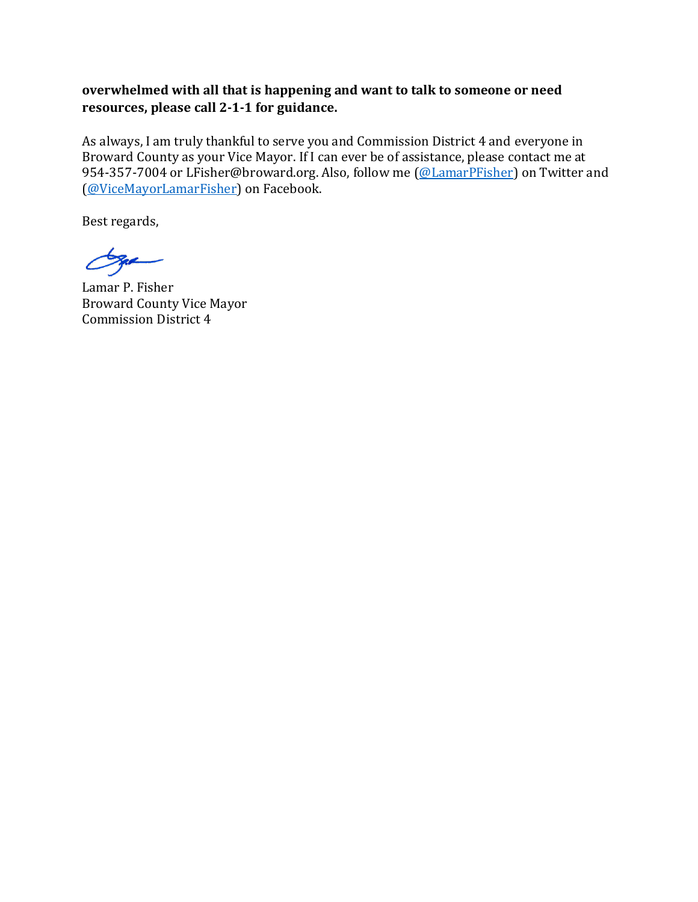**overwhelmed with all that is happening and want to talk to someone or need resources, please call 2-1-1 for guidance.**

As always, I am truly thankful to serve you and Commission District 4 and everyone in Broward County as your Vice Mayor. If I can ever be of assistance, please contact me at 954-357-7004 or LFisher@broward.org. Also, follow me (@LamarPFisher) on Twitter and (@ViceMayorLamarFisher) on Facebook.

Best regards,

Lamar P. Fisher
Broward County Vice Mayor
Commission District 4